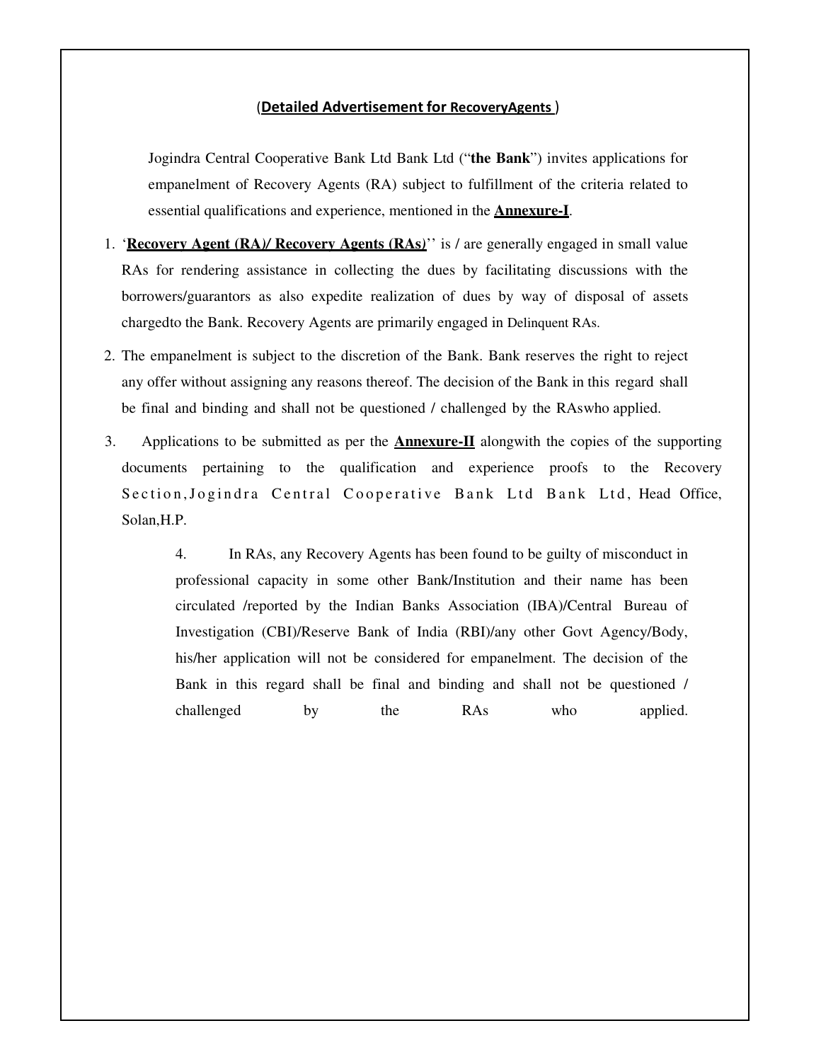(**Detailed Advertisement for RecoveryAgents** )

Jogindra Central Cooperative Bank Ltd Bank Ltd ("**the Bank**") invites applications for empanelment of Recovery Agents (RA) subject to fulfillment of the criteria related to essential qualifications and experience, mentioned in the **Annexure-I**.

1. '**Recovery Agent (RA)/ Recovery Agents (RAs)**'' is / are generally engaged in small value RAs for rendering assistance in collecting the dues by facilitating discussions with the borrowers/guarantors as also expedite realization of dues by way of disposal of assets chargedto the Bank. Recovery Agents are primarily engaged in Delinquent RAs.

2. The empanelment is subject to the discretion of the Bank. Bank reserves the right to reject any offer without assigning any reasons thereof. The decision of the Bank in this regard shall be final and binding and shall not be questioned / challenged by the RAswho applied.

3. Applications to be submitted as per the **Annexure-II** alongwith the copies of the supporting documents pertaining to the qualification and experience proofs to the Recovery Section, Jogindra Central Cooperative Bank Ltd Bank Ltd, Head Office, Solan,H.P.

4. In RAs, any Recovery Agents has been found to be guilty of misconduct in professional capacity in some other Bank/Institution and their name has been circulated /reported by the Indian Banks Association (IBA)/Central Bureau of Investigation (CBI)/Reserve Bank of India (RBI)/any other Govt Agency/Body, his/her application will not be considered for empanelment. The decision of the Bank in this regard shall be final and binding and shall not be questioned / challenged by the RAs who applied.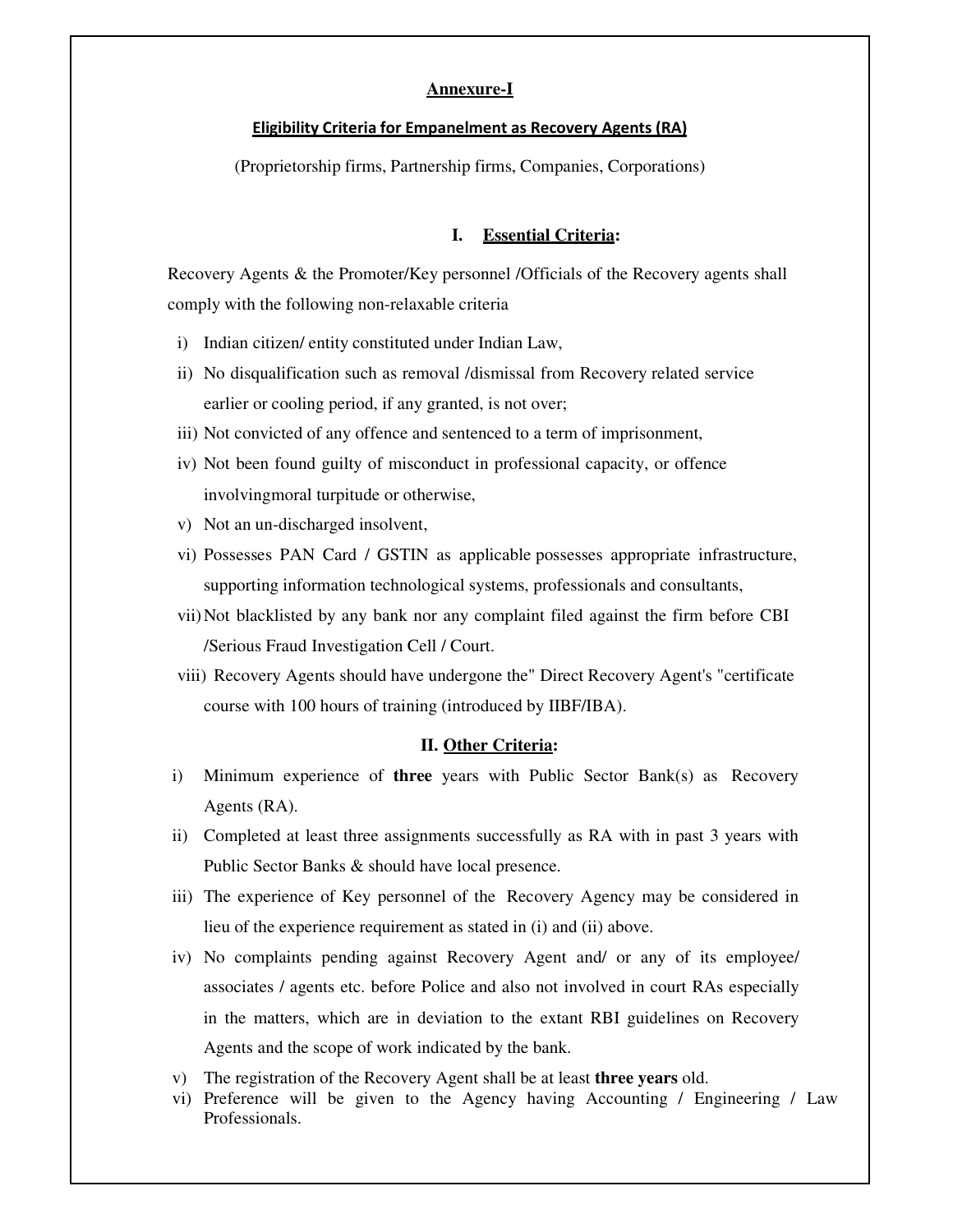## Annexure-I

### Eligibility Criteria for Empanelment as Recovery Agents (RA)

(Proprietorship firms, Partnership firms, Companies, Corporations)

### I. Essential Criteria:

Recovery Agents & the Promoter/Key personnel /Officials of the Recovery agents shall comply with the following non-relaxable criteria

i) Indian citizen/ entity constituted under Indian Law,

ii) No disqualification such as removal /dismissal from Recovery related service earlier or cooling period, if any granted, is not over;

iii) Not convicted of any offence and sentenced to a term of imprisonment,

iv) Not been found guilty of misconduct in professional capacity, or offence involvingmoral turpitude or otherwise,

v) Not an un-discharged insolvent,

vi) Possesses PAN Card / GSTIN as applicable possesses appropriate infrastructure, supporting information technological systems, professionals and consultants,

vii) Not blacklisted by any bank nor any complaint filed against the firm before CBI /Serious Fraud Investigation Cell / Court.

viii) Recovery Agents should have undergone the" Direct Recovery Agent's "certificate course with 100 hours of training (introduced by IIBF/IBA).

### II. Other Criteria:

i) Minimum experience of **three** years with Public Sector Bank(s) as Recovery Agents (RA).

ii) Completed at least three assignments successfully as RA with in past 3 years with Public Sector Banks & should have local presence.

iii) The experience of Key personnel of the Recovery Agency may be considered in lieu of the experience requirement as stated in (i) and (ii) above.

iv) No complaints pending against Recovery Agent and/ or any of its employee/ associates / agents etc. before Police and also not involved in court RAs especially in the matters, which are in deviation to the extant RBI guidelines on Recovery Agents and the scope of work indicated by the bank.

v) The registration of the Recovery Agent shall be at least **three years** old.

vi) Preference will be given to the Agency having Accounting / Engineering / Law Professionals.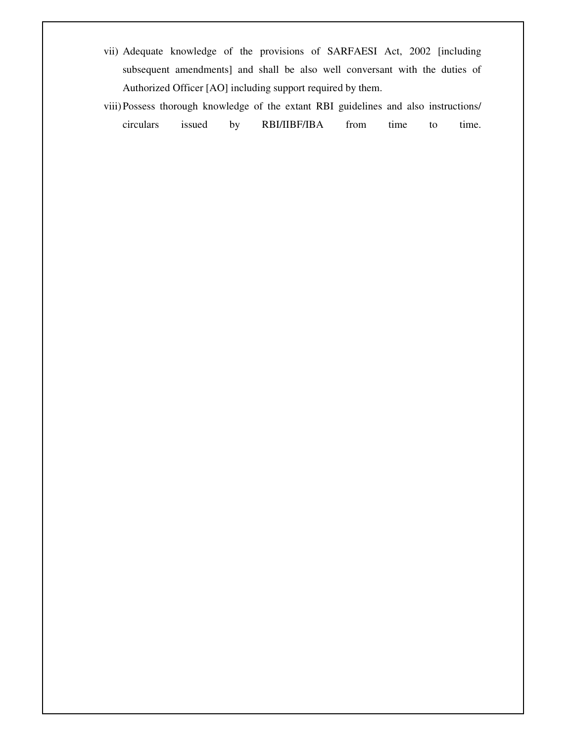vii) Adequate knowledge of the provisions of SARFAESI Act, 2002 [including subsequent amendments] and shall be also well conversant with the duties of Authorized Officer [AO] including support required by them.

viii) Possess thorough knowledge of the extant RBI guidelines and also instructions/ circulars issued by RBI/IIBF/IBA from time to time.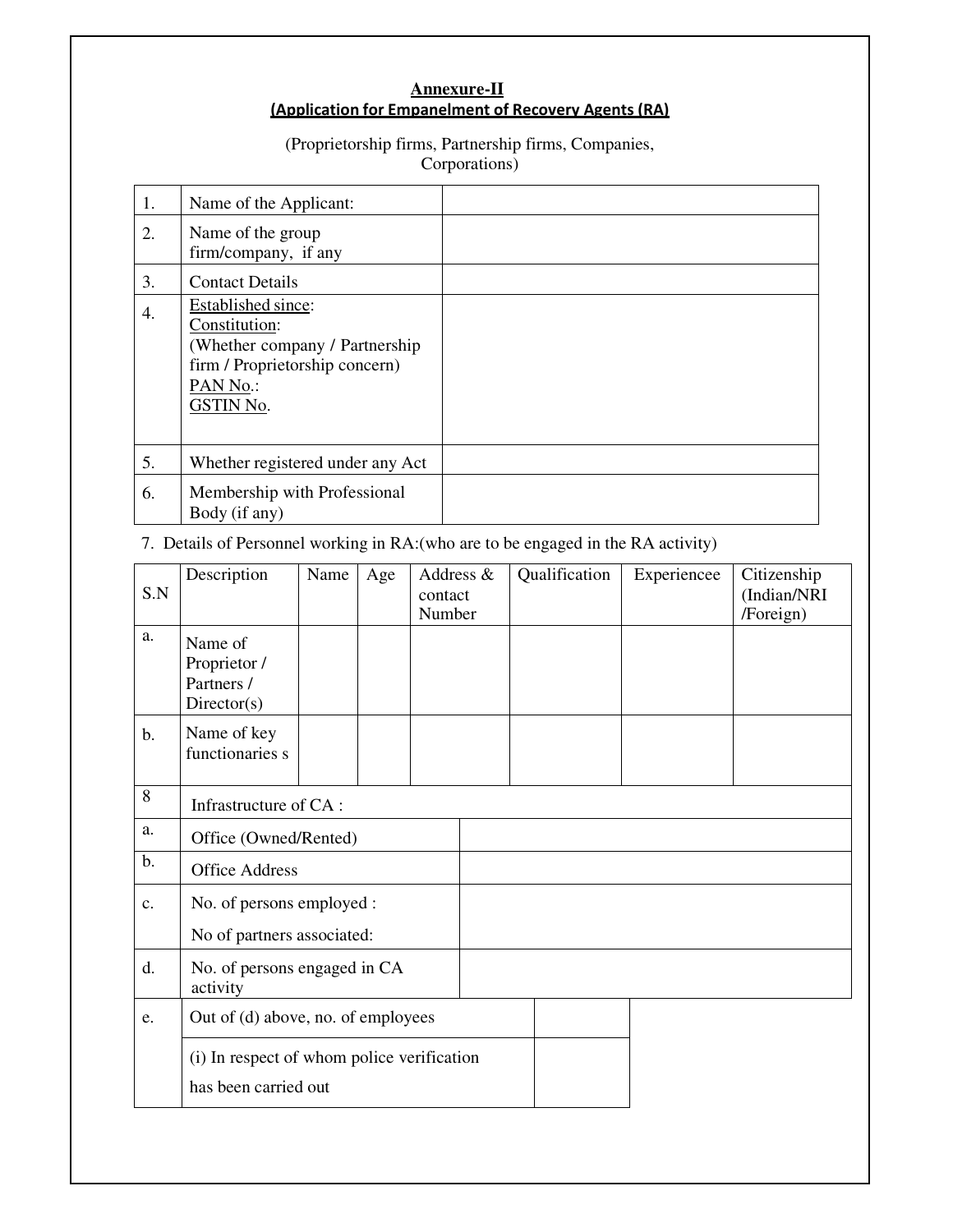**Annexure-II**

**(Application for Empanelment of Recovery Agents (RA)**

(Proprietorship firms, Partnership firms, Companies, Corporations)

| | | |
|---|---|---|
| 1. | Name of the Applicant: | |
| 2. | Name of the group firm/company, if any | |
| 3. | Contact Details | |
| 4. | Established since:<br>Constitution:<br>(Whether company / Partnership firm / Proprietorship concern)<br>PAN No.:<br>GSTIN No. | |
| 5. | Whether registered under any Act | |
| 6. | Membership with Professional Body (if any) | |

7. Details of Personnel working in RA:(who are to be engaged in the RA activity)

| S.N | Description | Name | Age | Address & contact Number | Qualification | Experiencee | Citizenship (Indian/NRI /Foreign) |
|---|---|---|---|---|---|---|---|
| a. | Name of Proprietor / Partners / Director(s) | | | | | | |
| b. | Name of key functionaries s | | | | | | |

| | | |
|---|---|---|
| 8 | Infrastructure of CA : | |
| a. | Office (Owned/Rented) | |
| b. | Office Address | |
| c. | No. of persons employed :<br>No of partners associated: | |
| d. | No. of persons engaged in CA activity | |
| e. | Out of (d) above, no. of employees | |
| | (i) In respect of whom police verification has been carried out | |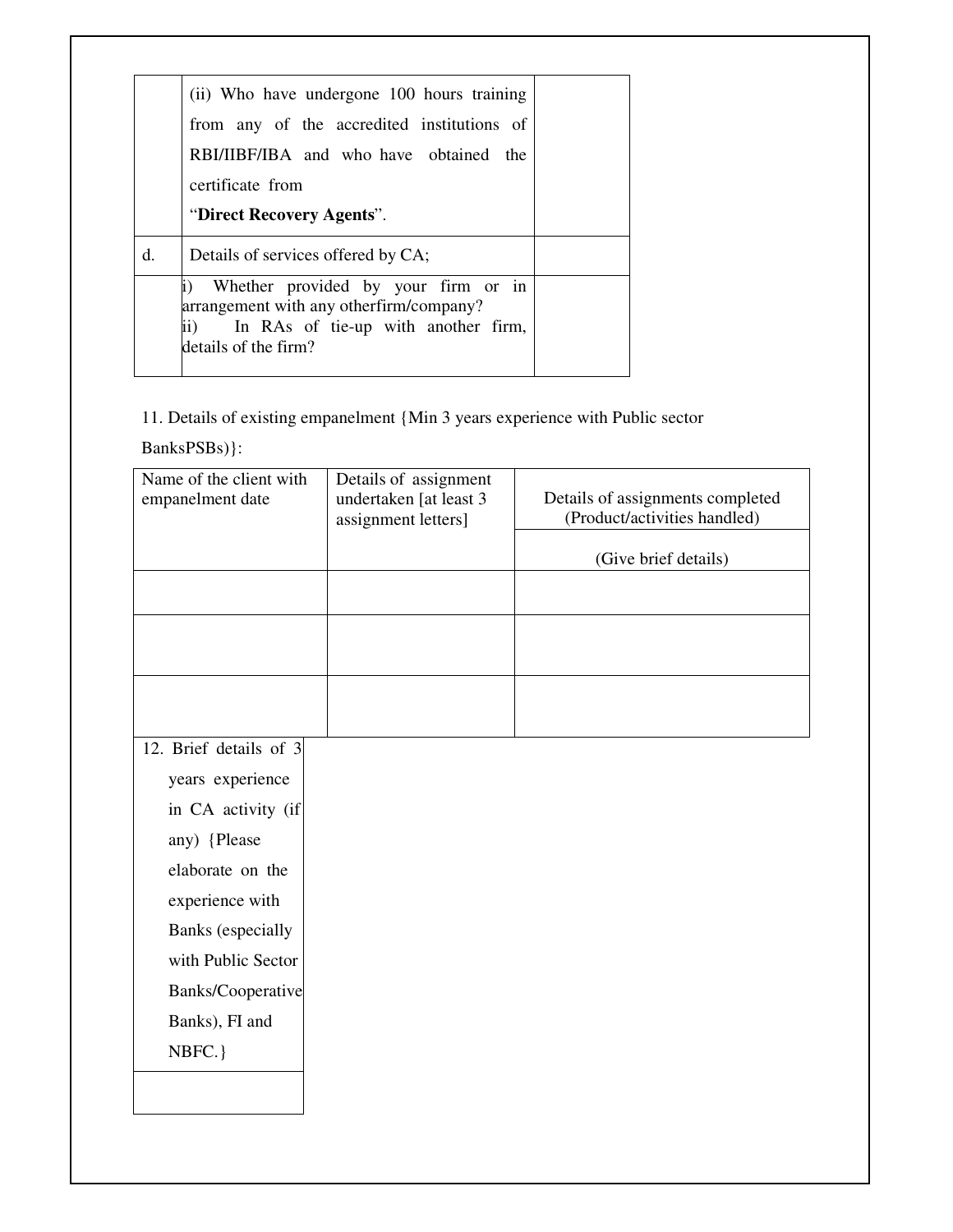| | | |
|---|---|---|
| | (ii) Who have undergone 100 hours training from any of the accredited institutions of RBI/IIBF/IBA and who have obtained the certificate from "**Direct Recovery Agents**". | |
| d. | Details of services offered by CA; | |
| | i) Whether provided by your firm or in arrangement with any otherfirm/company?<br>ii) In RAs of tie-up with another firm, details of the firm? | |

11. Details of existing empanelment {Min 3 years experience with Public sector BanksPSBs)}:

| Name of the client with empanelment date | Details of assignment undertaken [at least 3 assignment letters] | Details of assignments completed (Product/activities handled) |
|---|---|---|
| | | (Give brief details) |
| | | |
| | | |
| | | |

| 12. Brief details of 3 years experience in CA activity (if any) {Please elaborate on the experience with Banks (especially with Public Sector Banks/Cooperative Banks), FI and NBFC.} |
|---|
| |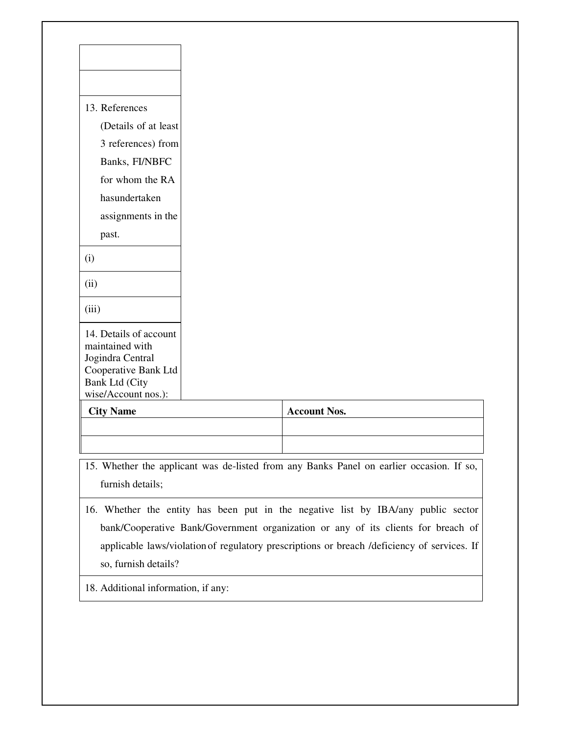| |
|---|
| |
| |
| 13. References (Details of at least 3 references) from Banks, FI/NBFC for whom the RA hasundertaken assignments in the past. |
| (i) |
| (ii) |
| (iii) |
| 14. Details of account maintained with Jogindra Central Cooperative Bank Ltd Bank Ltd (City wise/Account nos.): |

| City Name | Account Nos. |
|---|---|
| | |
| | |

| |
|---|
| 15. Whether the applicant was de-listed from any Banks Panel on earlier occasion. If so, furnish details; |
| 16. Whether the entity has been put in the negative list by IBA/any public sector bank/Cooperative Bank/Government organization or any of its clients for breach of applicable laws/violation of regulatory prescriptions or breach /deficiency of services. If so, furnish details? |
| 18. Additional information, if any: |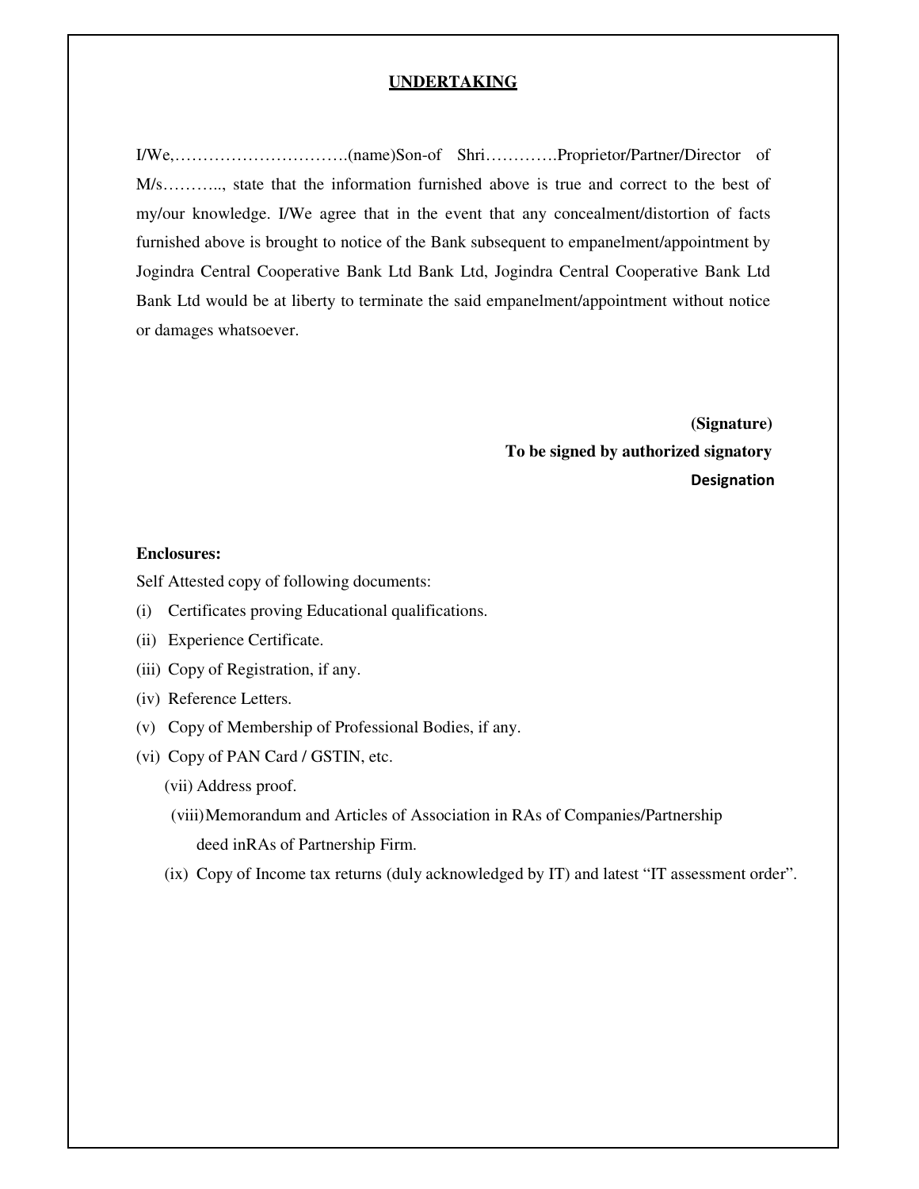## UNDERTAKING

I/We,………………………….(name)Son-of Shri………….Proprietor/Partner/Director of M/s……….., state that the information furnished above is true and correct to the best of my/our knowledge. I/We agree that in the event that any concealment/distortion of facts furnished above is brought to notice of the Bank subsequent to empanelment/appointment by Jogindra Central Cooperative Bank Ltd Bank Ltd, Jogindra Central Cooperative Bank Ltd Bank Ltd would be at liberty to terminate the said empanelment/appointment without notice or damages whatsoever.

**(Signature)**
**To be signed by authorized signatory**
**Designation**

**Enclosures:**

Self Attested copy of following documents:

(i) Certificates proving Educational qualifications.

(ii) Experience Certificate.

(iii) Copy of Registration, if any.

(iv) Reference Letters.

(v) Copy of Membership of Professional Bodies, if any.

(vi) Copy of PAN Card / GSTIN, etc.

(vii) Address proof.

(viii) Memorandum and Articles of Association in RAs of Companies/Partnership deed inRAs of Partnership Firm.

(ix) Copy of Income tax returns (duly acknowledged by IT) and latest "IT assessment order".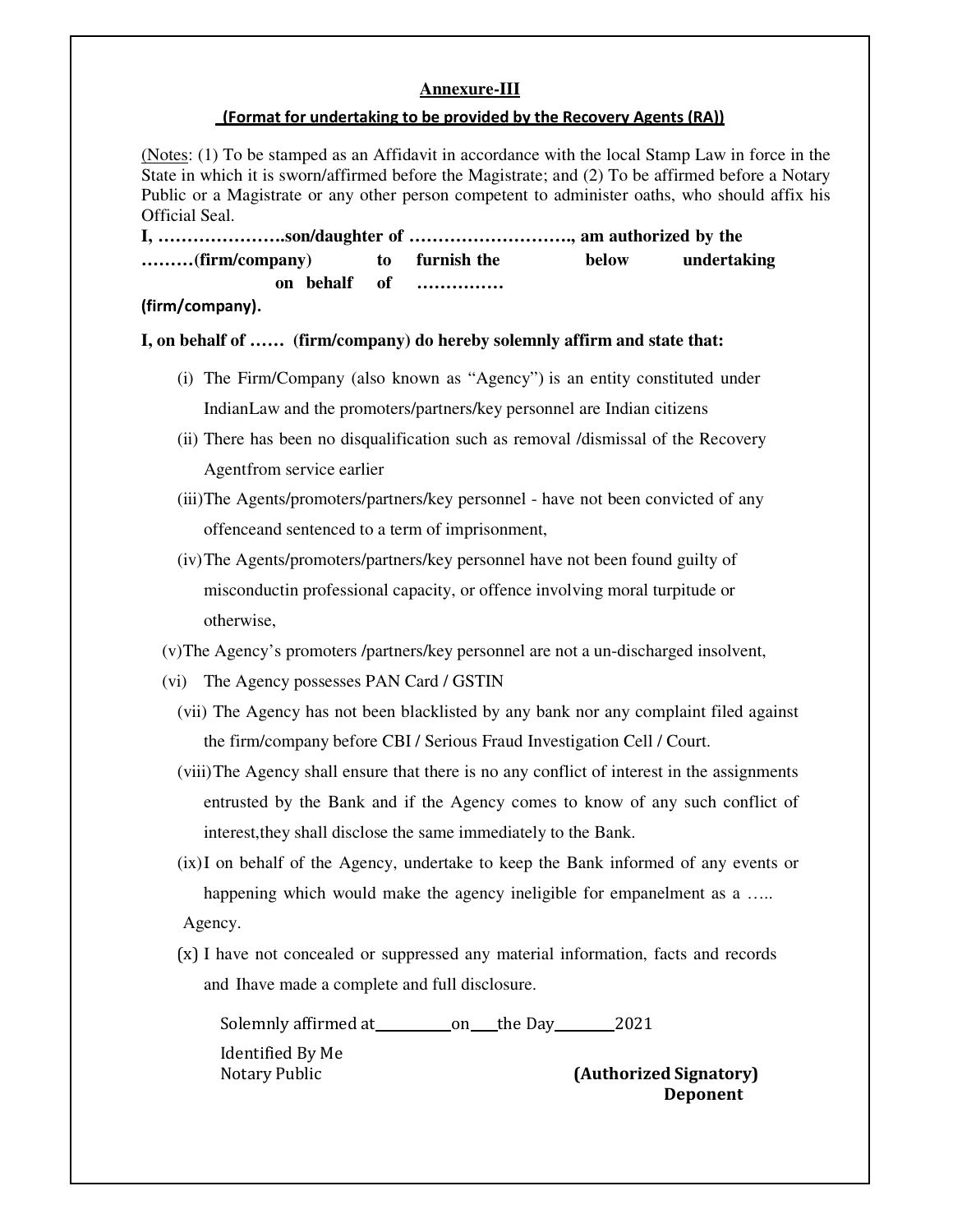## Annexure-III

**(Format for undertaking to be provided by the Recovery Agents (RA))**

(Notes: (1) To be stamped as an Affidavit in accordance with the local Stamp Law in force in the State in which it is sworn/affirmed before the Magistrate; and (2) To be affirmed before a Notary Public or a Magistrate or any other person competent to administer oaths, who should affix his Official Seal.

**I, …………………son/daughter of ………………………., am authorized by the ………(firm/company) to furnish the below undertaking on behalf of …………… (firm/company).**

**I, on behalf of …… (firm/company) do hereby solemnly affirm and state that:**

(i) The Firm/Company (also known as "Agency") is an entity constituted under IndianLaw and the promoters/partners/key personnel are Indian citizens

(ii) There has been no disqualification such as removal /dismissal of the Recovery Agentfrom service earlier

(iii) The Agents/promoters/partners/key personnel - have not been convicted of any offenceand sentenced to a term of imprisonment,

(iv) The Agents/promoters/partners/key personnel have not been found guilty of misconductin professional capacity, or offence involving moral turpitude or otherwise,

(v) The Agency's promoters /partners/key personnel are not a un-discharged insolvent,

(vi) The Agency possesses PAN Card / GSTIN

(vii) The Agency has not been blacklisted by any bank nor any complaint filed against the firm/company before CBI / Serious Fraud Investigation Cell / Court.

(viii) The Agency shall ensure that there is no any conflict of interest in the assignments entrusted by the Bank and if the Agency comes to know of any such conflict of interest,they shall disclose the same immediately to the Bank.

(ix) I on behalf of the Agency, undertake to keep the Bank informed of any events or happening which would make the agency ineligible for empanelment as a ….. Agency.

(x) I have not concealed or suppressed any material information, facts and records and Ihave made a complete and full disclosure.

Solemnly affirmed at__________on___the Day________2021

Identified By Me
Notary Public

**(Authorized Signatory)**
**Deponent**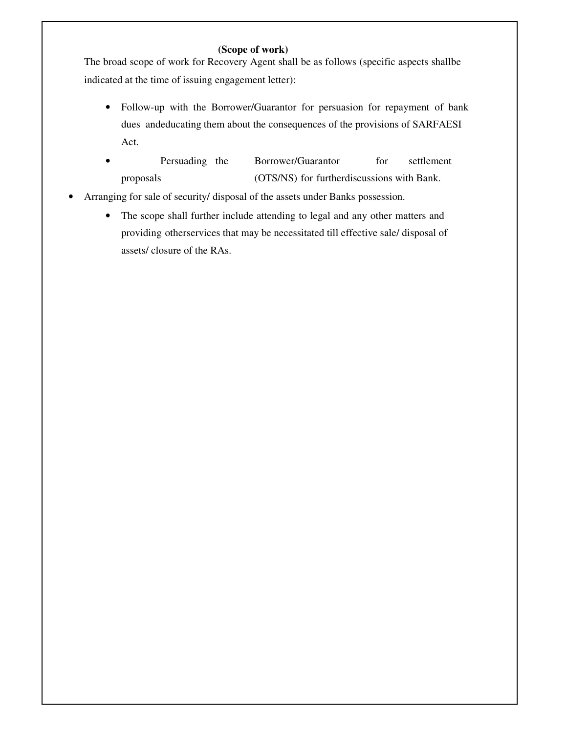**(Scope of work)**

The broad scope of work for Recovery Agent shall be as follows (specific aspects shallbe indicated at the time of issuing engagement letter):

- Follow-up with the Borrower/Guarantor for persuasion for repayment of bank dues andeducating them about the consequences of the provisions of SARFAESI Act.
- Persuading the Borrower/Guarantor for settlement proposals (OTS/NS) for furtherdiscussions with Bank.
- Arranging for sale of security/ disposal of the assets under Banks possession.
- The scope shall further include attending to legal and any other matters and providing otherservices that may be necessitated till effective sale/ disposal of assets/ closure of the RAs.